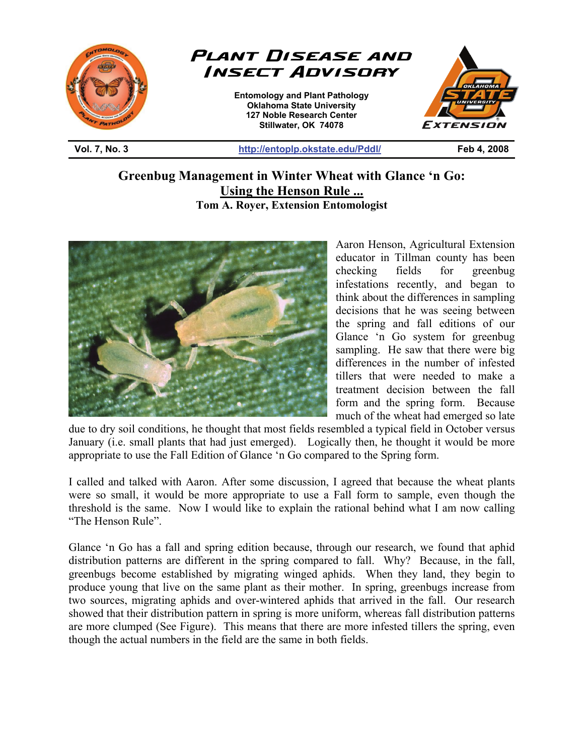# Plant Disease and Insect Advisory

**Entomology and Plant Pathology**
**Oklahoma State University**
**127 Noble Research Center**
**Stillwater, OK 74078**

| Vol. 7, No. 3 | http://entoplp.okstate.edu/Pddl/ | Feb 4, 2008 |
|---|---|---|

## Greenbug Management in Winter Wheat with Glance 'n Go: Using the Henson Rule ...

**Tom A. Royer, Extension Entomologist**

Aaron Henson, Agricultural Extension educator in Tillman county has been checking fields for greenbug infestations recently, and began to think about the differences in sampling decisions that he was seeing between the spring and fall editions of our Glance 'n Go system for greenbug sampling. He saw that there were big differences in the number of infested tillers that were needed to make a treatment decision between the fall form and the spring form. Because much of the wheat had emerged so late due to dry soil conditions, he thought that most fields resembled a typical field in October versus January (i.e. small plants that had just emerged). Logically then, he thought it would be more appropriate to use the Fall Edition of Glance 'n Go compared to the Spring form.

I called and talked with Aaron. After some discussion, I agreed that because the wheat plants were so small, it would be more appropriate to use a Fall form to sample, even though the threshold is the same. Now I would like to explain the rational behind what I am now calling "The Henson Rule".

Glance 'n Go has a fall and spring edition because, through our research, we found that aphid distribution patterns are different in the spring compared to fall. Why? Because, in the fall, greenbugs become established by migrating winged aphids. When they land, they begin to produce young that live on the same plant as their mother. In spring, greenbugs increase from two sources, migrating aphids and over-wintered aphids that arrived in the fall. Our research showed that their distribution pattern in spring is more uniform, whereas fall distribution patterns are more clumped (See Figure). This means that there are more infested tillers the spring, even though the actual numbers in the field are the same in both fields.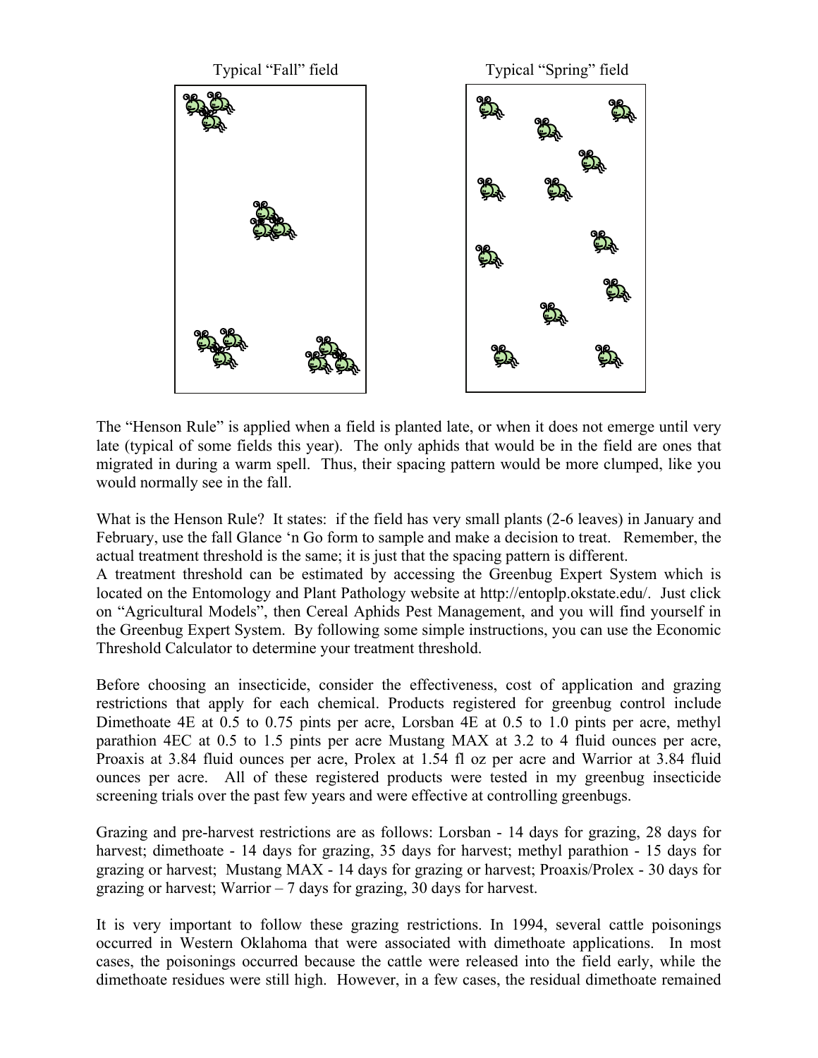Typical "Fall" field

Typical "Spring" field

The "Henson Rule" is applied when a field is planted late, or when it does not emerge until very late (typical of some fields this year). The only aphids that would be in the field are ones that migrated in during a warm spell. Thus, their spacing pattern would be more clumped, like you would normally see in the fall.

What is the Henson Rule? It states: if the field has very small plants (2-6 leaves) in January and February, use the fall Glance 'n Go form to sample and make a decision to treat. Remember, the actual treatment threshold is the same; it is just that the spacing pattern is different.
A treatment threshold can be estimated by accessing the Greenbug Expert System which is located on the Entomology and Plant Pathology website at http://entoplp.okstate.edu/. Just click on "Agricultural Models", then Cereal Aphids Pest Management, and you will find yourself in the Greenbug Expert System. By following some simple instructions, you can use the Economic Threshold Calculator to determine your treatment threshold.

Before choosing an insecticide, consider the effectiveness, cost of application and grazing restrictions that apply for each chemical. Products registered for greenbug control include Dimethoate 4E at 0.5 to 0.75 pints per acre, Lorsban 4E at 0.5 to 1.0 pints per acre, methyl parathion 4EC at 0.5 to 1.5 pints per acre Mustang MAX at 3.2 to 4 fluid ounces per acre, Proaxis at 3.84 fluid ounces per acre, Prolex at 1.54 fl oz per acre and Warrior at 3.84 fluid ounces per acre. All of these registered products were tested in my greenbug insecticide screening trials over the past few years and were effective at controlling greenbugs.

Grazing and pre-harvest restrictions are as follows: Lorsban - 14 days for grazing, 28 days for harvest; dimethoate - 14 days for grazing, 35 days for harvest; methyl parathion - 15 days for grazing or harvest; Mustang MAX - 14 days for grazing or harvest; Proaxis/Prolex - 30 days for grazing or harvest; Warrior – 7 days for grazing, 30 days for harvest.

It is very important to follow these grazing restrictions. In 1994, several cattle poisonings occurred in Western Oklahoma that were associated with dimethoate applications. In most cases, the poisonings occurred because the cattle were released into the field early, while the dimethoate residues were still high. However, in a few cases, the residual dimethoate remained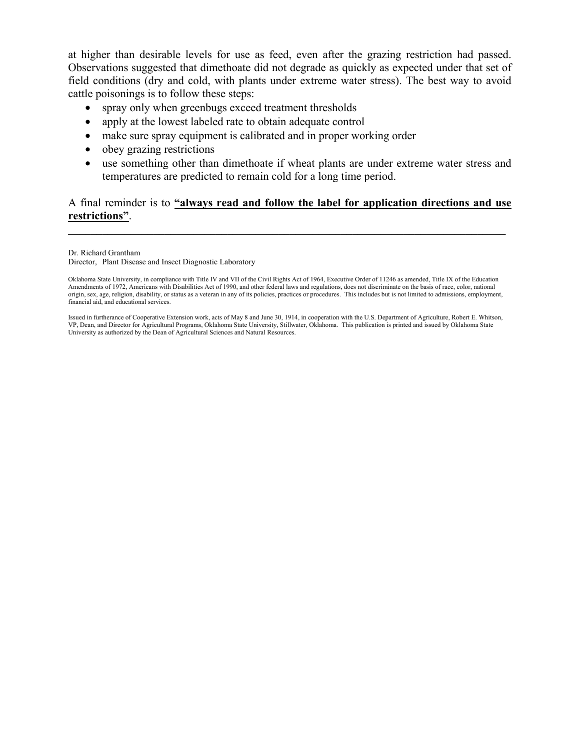at higher than desirable levels for use as feed, even after the grazing restriction had passed. Observations suggested that dimethoate did not degrade as quickly as expected under that set of field conditions (dry and cold, with plants under extreme water stress). The best way to avoid cattle poisonings is to follow these steps:

- spray only when greenbugs exceed treatment thresholds
- apply at the lowest labeled rate to obtain adequate control
- make sure spray equipment is calibrated and in proper working order
- obey grazing restrictions
- use something other than dimethoate if wheat plants are under extreme water stress and temperatures are predicted to remain cold for a long time period.

A final reminder is to **<u>"always read and follow the label for application directions and use restrictions"</u>**.

---

Dr. Richard Grantham
Director, Plant Disease and Insect Diagnostic Laboratory

Oklahoma State University, in compliance with Title IV and VII of the Civil Rights Act of 1964, Executive Order of 11246 as amended, Title IX of the Education Amendments of 1972, Americans with Disabilities Act of 1990, and other federal laws and regulations, does not discriminate on the basis of race, color, national origin, sex, age, religion, disability, or status as a veteran in any of its policies, practices or procedures. This includes but is not limited to admissions, employment, financial aid, and educational services.

Issued in furtherance of Cooperative Extension work, acts of May 8 and June 30, 1914, in cooperation with the U.S. Department of Agriculture, Robert E. Whitson, VP, Dean, and Director for Agricultural Programs, Oklahoma State University, Stillwater, Oklahoma. This publication is printed and issued by Oklahoma State University as authorized by the Dean of Agricultural Sciences and Natural Resources.